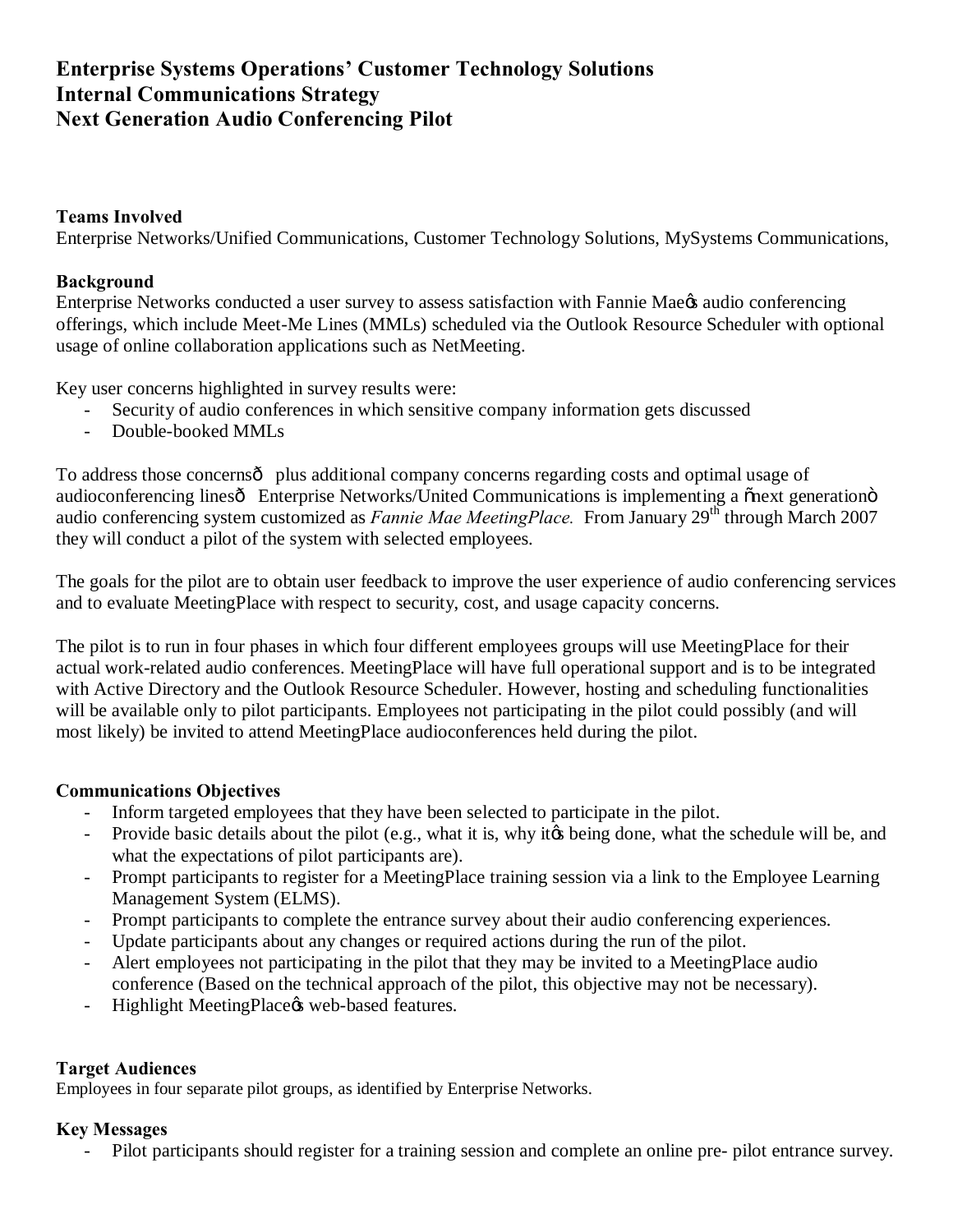# Enterprise Systems Operations' Customer Technology Solutions
# Internal Communications Strategy
# Next Generation Audio Conferencing Pilot

**Teams Involved**
Enterprise Networks/Unified Communications, Customer Technology Solutions, MySystems Communications,

**Background**
Enterprise Networks conducted a user survey to assess satisfaction with Fannie Mae's audio conferencing offerings, which include Meet-Me Lines (MMLs) scheduled via the Outlook Resource Scheduler with optional usage of online collaboration applications such as NetMeeting.

Key user concerns highlighted in survey results were:

- Security of audio conferences in which sensitive company information gets discussed
- Double-booked MMLs

To address those concerns— plus additional company concerns regarding costs and optimal usage of audioconferencing lines— Enterprise Networks/United Communications is implementing a "next generation" audio conferencing system customized as *Fannie Mae MeetingPlace.* From January 29th through March 2007 they will conduct a pilot of the system with selected employees.

The goals for the pilot are to obtain user feedback to improve the user experience of audio conferencing services and to evaluate MeetingPlace with respect to security, cost, and usage capacity concerns.

The pilot is to run in four phases in which four different employees groups will use MeetingPlace for their actual work-related audio conferences. MeetingPlace will have full operational support and is to be integrated with Active Directory and the Outlook Resource Scheduler. However, hosting and scheduling functionalities will be available only to pilot participants. Employees not participating in the pilot could possibly (and will most likely) be invited to attend MeetingPlace audioconferences held during the pilot.

**Communications Objectives**

- Inform targeted employees that they have been selected to participate in the pilot.
- Provide basic details about the pilot (e.g., what it is, why it's being done, what the schedule will be, and what the expectations of pilot participants are).
- Prompt participants to register for a MeetingPlace training session via a link to the Employee Learning Management System (ELMS).
- Prompt participants to complete the entrance survey about their audio conferencing experiences.
- Update participants about any changes or required actions during the run of the pilot.
- Alert employees not participating in the pilot that they may be invited to a MeetingPlace audio conference (Based on the technical approach of the pilot, this objective may not be necessary).
- Highlight MeetingPlace's web-based features.

**Target Audiences**
Employees in four separate pilot groups, as identified by Enterprise Networks.

**Key Messages**

- Pilot participants should register for a training session and complete an online pre- pilot entrance survey.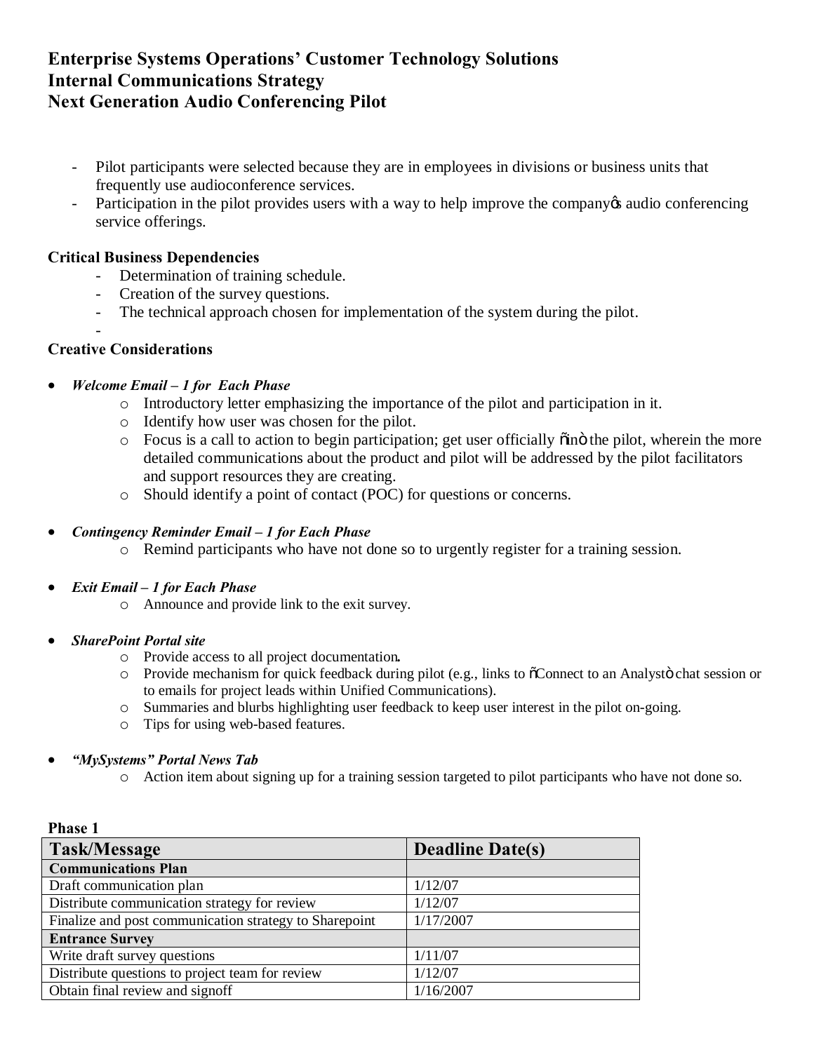**Enterprise Systems Operations' Customer Technology Solutions**
**Internal Communications Strategy**
**Next Generation Audio Conferencing Pilot**

- Pilot participants were selected because they are in employees in divisions or business units that frequently use audioconference services.
- Participation in the pilot provides users with a way to help improve the companyφs audio conferencing service offerings.

**Critical Business Dependencies**

- Determination of training schedule.
- Creation of the survey questions.
- The technical approach chosen for implementation of the system during the pilot.
-

**Creative Considerations**

- ***Welcome Email – 1 for Each Phase***
  - Introductory letter emphasizing the importance of the pilot and participation in it.
  - Identify how user was chosen for the pilot.
  - Focus is a call to action to begin participation; get user officially õinö the pilot, wherein the more detailed communications about the product and pilot will be addressed by the pilot facilitators and support resources they are creating.
  - Should identify a point of contact (POC) for questions or concerns.

- ***Contingency Reminder Email – 1 for Each Phase***
  - Remind participants who have not done so to urgently register for a training session.

- ***Exit Email – 1 for Each Phase***
  - Announce and provide link to the exit survey.

- ***SharePoint Portal site***
  - Provide access to all project documentation.
  - Provide mechanism for quick feedback during pilot (e.g., links to õConnect to an Analystö chat session or to emails for project leads within Unified Communications).
  - Summaries and blurbs highlighting user feedback to keep user interest in the pilot on-going.
  - Tips for using web-based features.

- ***"MySystems" Portal News Tab***
  - Action item about signing up for a training session targeted to pilot participants who have not done so.

**Phase 1**

| Task/Message | Deadline Date(s) |
|---|---|
| **Communications Plan** | |
| Draft communication plan | 1/12/07 |
| Distribute communication strategy for review | 1/12/07 |
| Finalize and post communication strategy to Sharepoint | 1/17/2007 |
| **Entrance Survey** | |
| Write draft survey questions | 1/11/07 |
| Distribute questions to project team for review | 1/12/07 |
| Obtain final review and signoff | 1/16/2007 |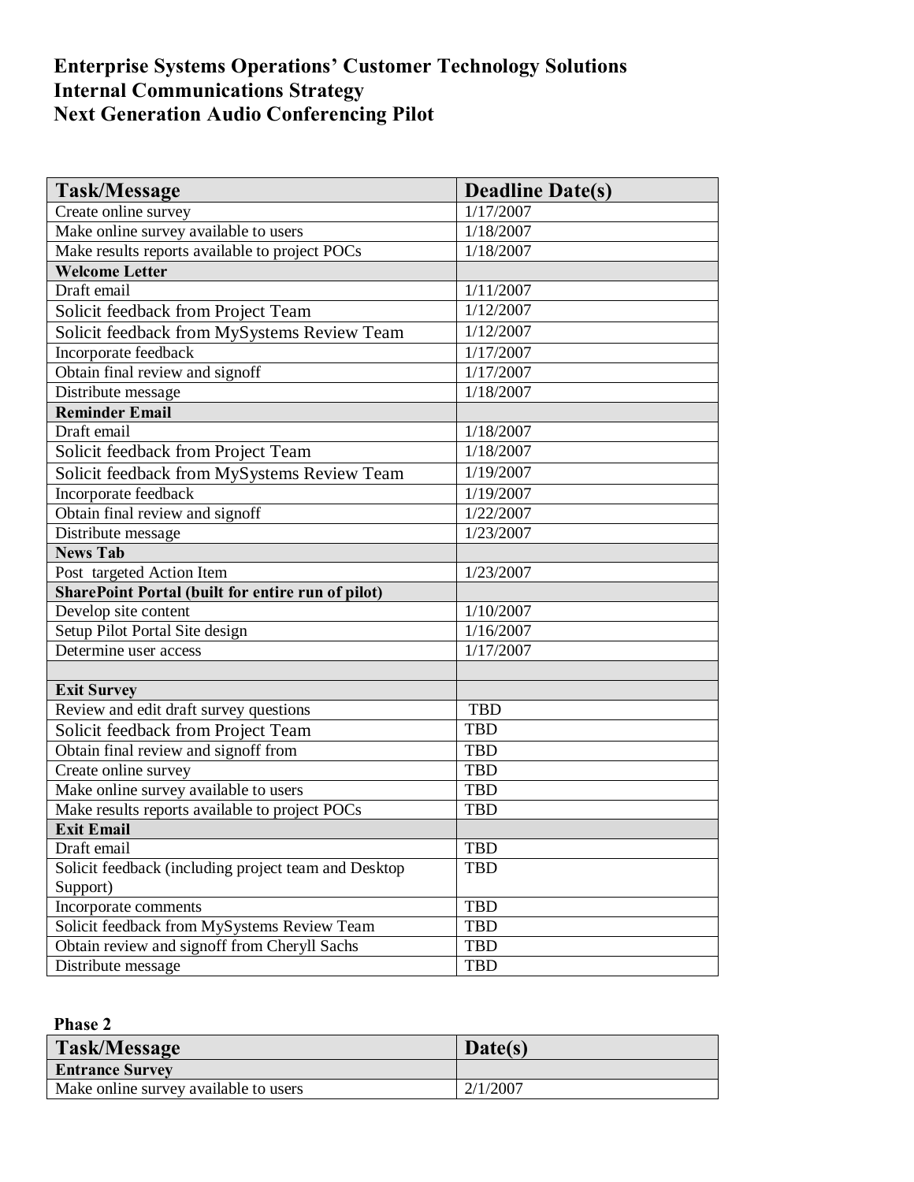# Enterprise Systems Operations' Customer Technology Solutions
# Internal Communications Strategy
# Next Generation Audio Conferencing Pilot

| Task/Message | Deadline Date(s) |
|---|---|
| Create online survey | 1/17/2007 |
| Make online survey available to users | 1/18/2007 |
| Make results reports available to project POCs | 1/18/2007 |
| **Welcome Letter** | |
| Draft email | 1/11/2007 |
| Solicit feedback from Project Team | 1/12/2007 |
| Solicit feedback from MySystems Review Team | 1/12/2007 |
| Incorporate feedback | 1/17/2007 |
| Obtain final review and signoff | 1/17/2007 |
| Distribute message | 1/18/2007 |
| **Reminder Email** | |
| Draft email | 1/18/2007 |
| Solicit feedback from Project Team | 1/18/2007 |
| Solicit feedback from MySystems Review Team | 1/19/2007 |
| Incorporate feedback | 1/19/2007 |
| Obtain final review and signoff | 1/22/2007 |
| Distribute message | 1/23/2007 |
| **News Tab** | |
| Post targeted Action Item | 1/23/2007 |
| **SharePoint Portal (built for entire run of pilot)** | |
| Develop site content | 1/10/2007 |
| Setup Pilot Portal Site design | 1/16/2007 |
| Determine user access | 1/17/2007 |
| | |
| **Exit Survey** | |
| Review and edit draft survey questions | TBD |
| Solicit feedback from Project Team | TBD |
| Obtain final review and signoff from | TBD |
| Create online survey | TBD |
| Make online survey available to users | TBD |
| Make results reports available to project POCs | TBD |
| **Exit Email** | |
| Draft email | TBD |
| Solicit feedback (including project team and Desktop Support) | TBD |
| Incorporate comments | TBD |
| Solicit feedback from MySystems Review Team | TBD |
| Obtain review and signoff from Cheryll Sachs | TBD |
| Distribute message | TBD |

**Phase 2**

| Task/Message | Date(s) |
|---|---|
| **Entrance Survey** | |
| Make online survey available to users | 2/1/2007 |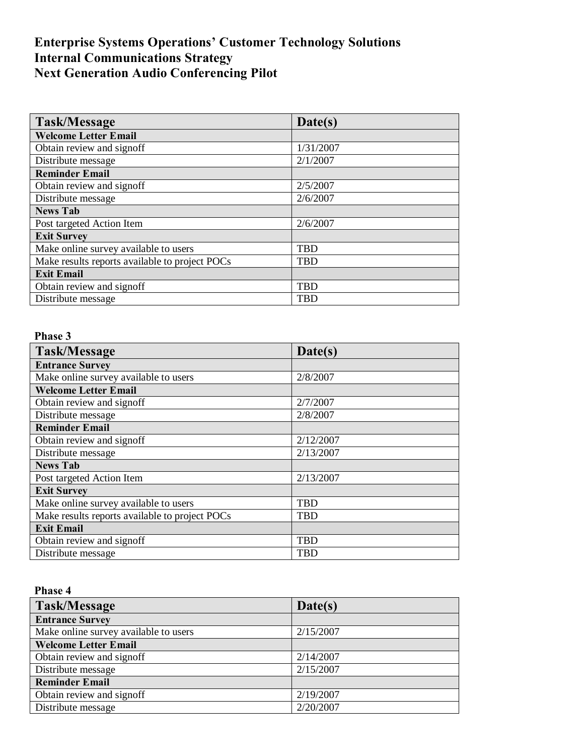**Enterprise Systems Operations' Customer Technology Solutions**
**Internal Communications Strategy**
**Next Generation Audio Conferencing Pilot**

| Task/Message | Date(s) |
| --- | --- |
| **Welcome Letter Email** | |
| Obtain review and signoff | 1/31/2007 |
| Distribute message | 2/1/2007 |
| **Reminder Email** | |
| Obtain review and signoff | 2/5/2007 |
| Distribute message | 2/6/2007 |
| **News Tab** | |
| Post targeted Action Item | 2/6/2007 |
| **Exit Survey** | |
| Make online survey available to users | TBD |
| Make results reports available to project POCs | TBD |
| **Exit Email** | |
| Obtain review and signoff | TBD |
| Distribute message | TBD |

**Phase 3**

| Task/Message | Date(s) |
| --- | --- |
| **Entrance Survey** | |
| Make online survey available to users | 2/8/2007 |
| **Welcome Letter Email** | |
| Obtain review and signoff | 2/7/2007 |
| Distribute message | 2/8/2007 |
| **Reminder Email** | |
| Obtain review and signoff | 2/12/2007 |
| Distribute message | 2/13/2007 |
| **News Tab** | |
| Post targeted Action Item | 2/13/2007 |
| **Exit Survey** | |
| Make online survey available to users | TBD |
| Make results reports available to project POCs | TBD |
| **Exit Email** | |
| Obtain review and signoff | TBD |
| Distribute message | TBD |

**Phase 4**

| Task/Message | Date(s) |
| --- | --- |
| **Entrance Survey** | |
| Make online survey available to users | 2/15/2007 |
| **Welcome Letter Email** | |
| Obtain review and signoff | 2/14/2007 |
| Distribute message | 2/15/2007 |
| **Reminder Email** | |
| Obtain review and signoff | 2/19/2007 |
| Distribute message | 2/20/2007 |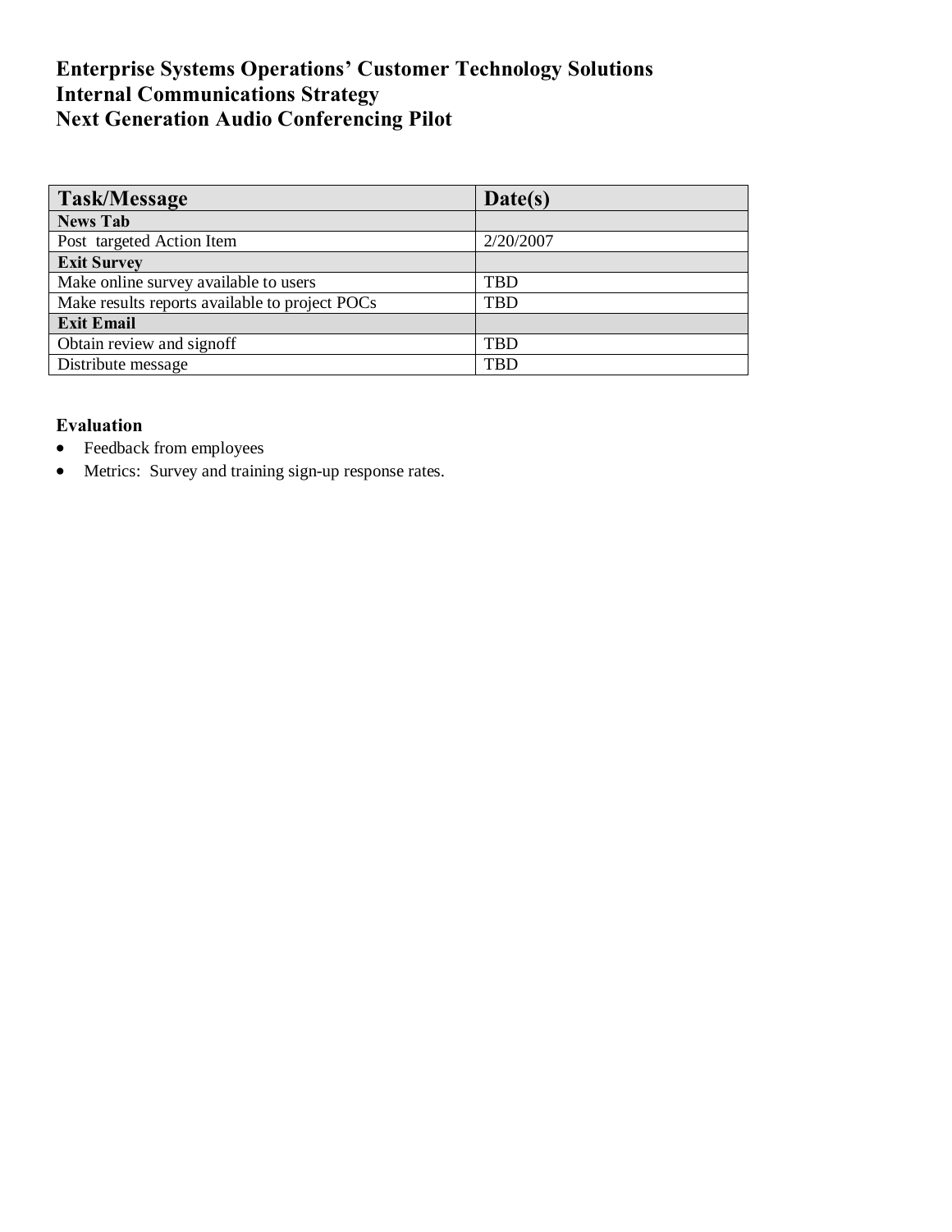# Enterprise Systems Operations' Customer Technology Solutions
# Internal Communications Strategy
# Next Generation Audio Conferencing Pilot

| Task/Message | Date(s) |
|---|---|
| **News Tab** | |
| Post targeted Action Item | 2/20/2007 |
| **Exit Survey** | |
| Make online survey available to users | TBD |
| Make results reports available to project POCs | TBD |
| **Exit Email** | |
| Obtain review and signoff | TBD |
| Distribute message | TBD |

**Evaluation**

- Feedback from employees
- Metrics: Survey and training sign-up response rates.